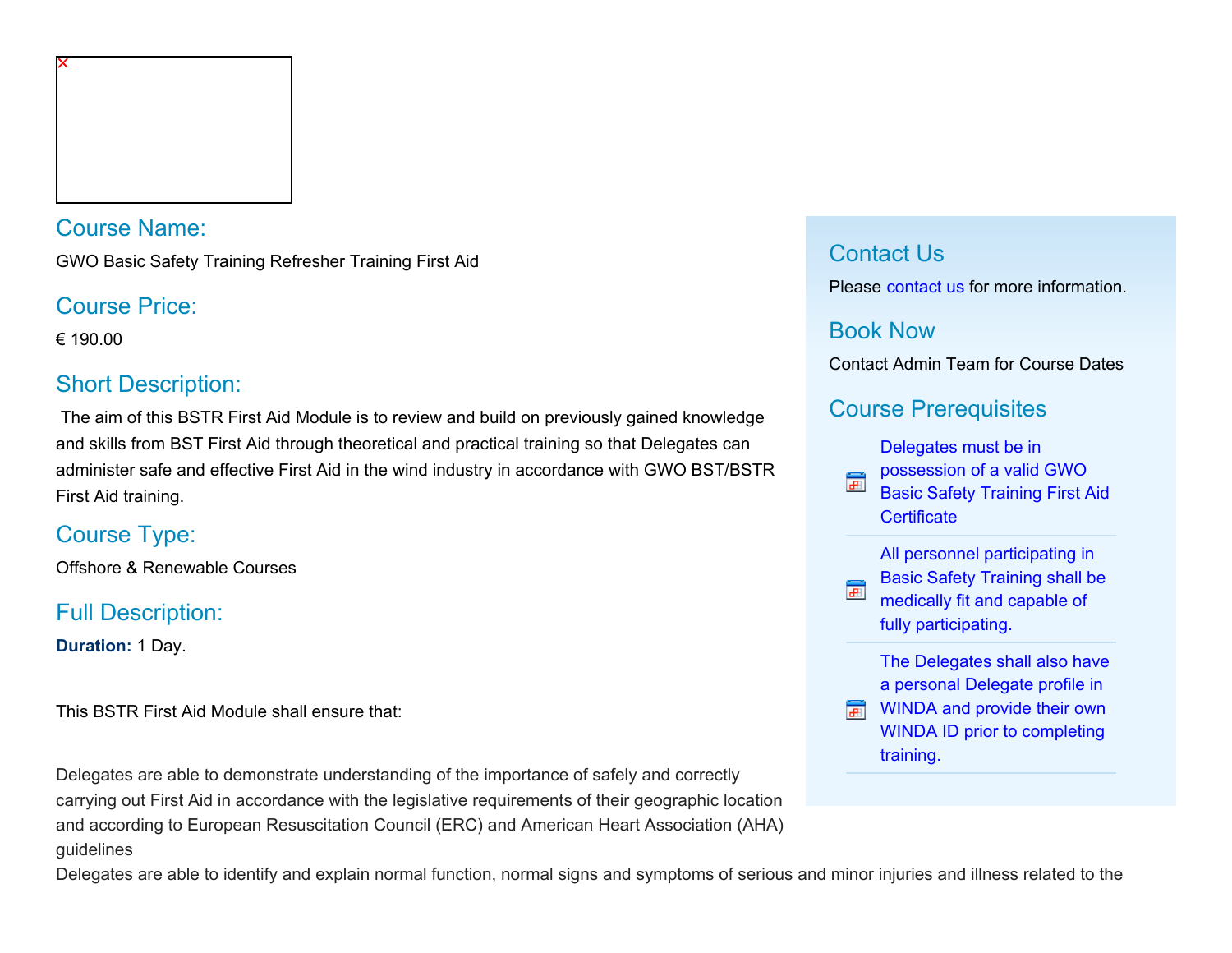## Course Name:

GWO Basic Safety Training Refresher Training First Aid

## Course Price:

€ 190.00

## Short Description:

The aim of this BSTR First Aid Module is to review and build on previously gained knowledge and skills from BST First Aid through theoretical and practical training so that Delegates can administer safe and effective First Aid in the wind industry in accordance with GWO BST/BSTR First Aid training.

## Course Type:

Offshore & Renewable Courses

## Full Description:

**Duration:** 1 Day.

This BSTR First Aid Module shall ensure that:

Delegates are able to demonstrate understanding of the importance of safely and correctly carrying out First Aid in accordance with the legislative requirements of their geographic location and according to European Resuscitation Council (ERC) and American Heart Association (AHA) guidelines

Delegates are able to identify and explain normal function, normal signs and symptoms of serious and minor injuries and illness related to the

## Contact Us

Please contact us for more information.

## Book Now

Contact Admin Team for Course Dates

## Course Prerequisites

- Delegates must be in possession of a valid GWO Basic Safety Training First Aid Certificate
- All personnel participating in Basic Safety Training shall be medically fit and capable of fully participating.
- The Delegates shall also have a personal Delegate profile in WINDA and provide their own WINDA ID prior to completing training.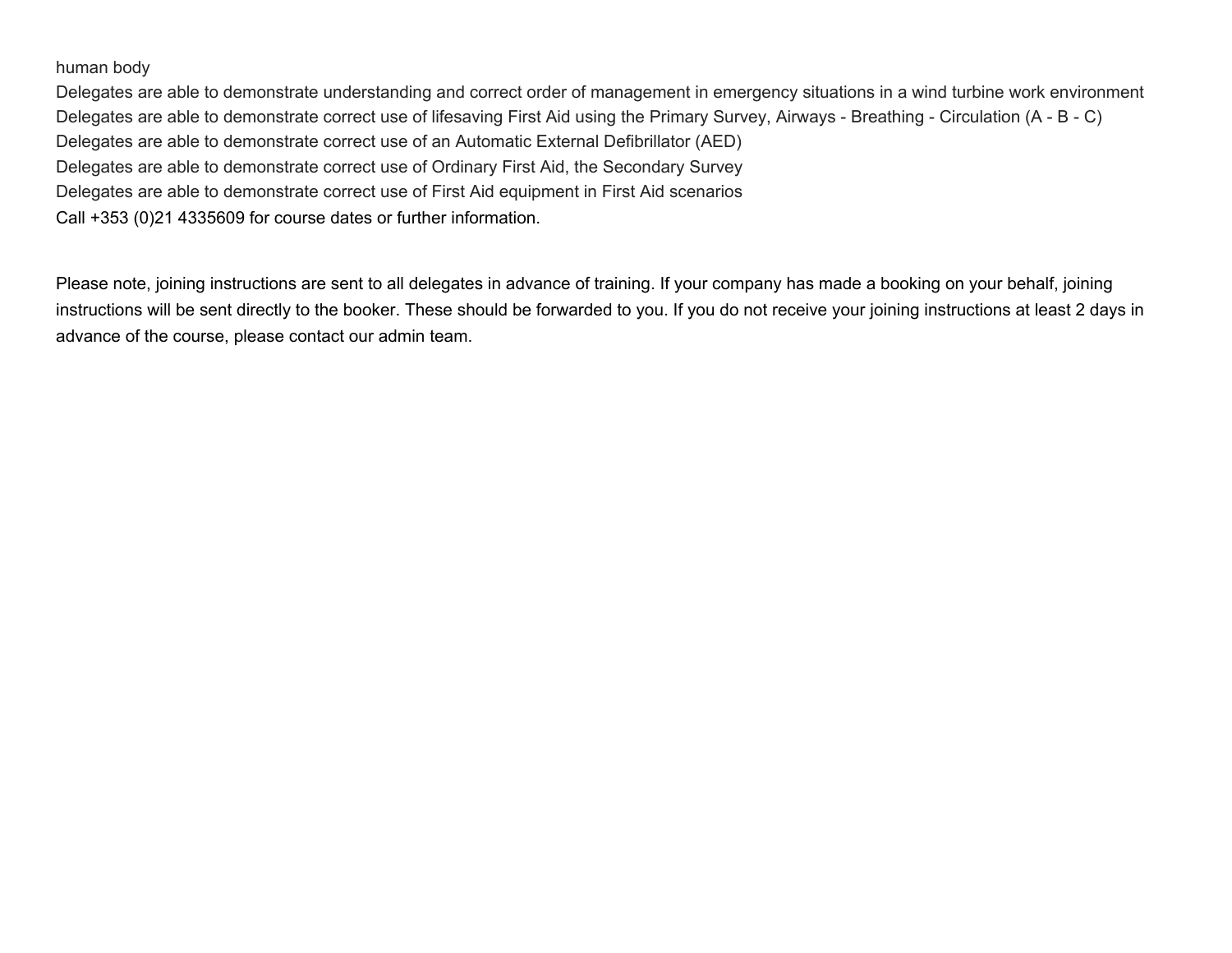human body

Delegates are able to demonstrate understanding and correct order of management in emergency situations in a wind turbine work environment

Delegates are able to demonstrate correct use of lifesaving First Aid using the Primary Survey, Airways - Breathing - Circulation (A - B - C)

Delegates are able to demonstrate correct use of an Automatic External Defibrillator (AED)

Delegates are able to demonstrate correct use of Ordinary First Aid, the Secondary Survey

Delegates are able to demonstrate correct use of First Aid equipment in First Aid scenarios

Call +353 (0)21 4335609 for course dates or further information.

Please note, joining instructions are sent to all delegates in advance of training. If your company has made a booking on your behalf, joining instructions will be sent directly to the booker. These should be forwarded to you. If you do not receive your joining instructions at least 2 days in advance of the course, please contact our admin team.